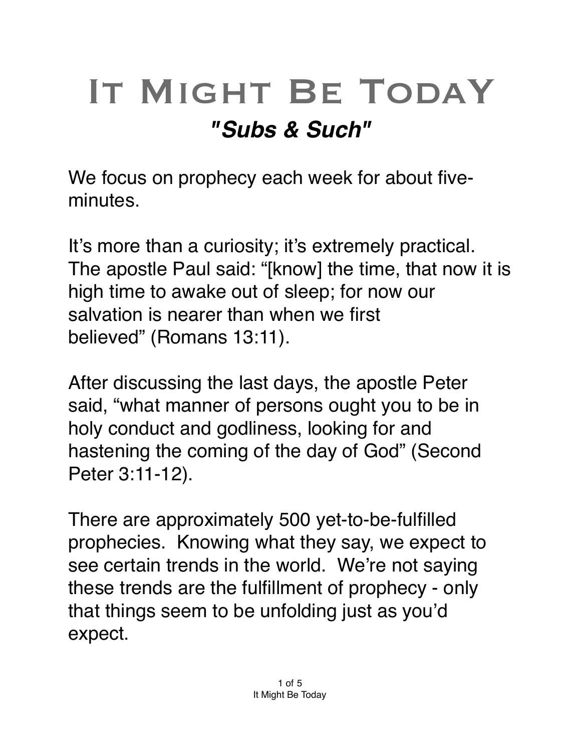# It Might Be TodaY

## *"Subs & Such"*

We focus on prophecy each week for about five-minutes.

It's more than a curiosity; it's extremely practical. The apostle Paul said: "[know] the time, that now it is high time to awake out of sleep; for now our salvation is nearer than when we first believed" (Romans 13:11).

After discussing the last days, the apostle Peter said, "what manner of persons ought you to be in holy conduct and godliness, looking for and hastening the coming of the day of God" (Second Peter 3:11-12).

There are approximately 500 yet-to-be-fulfilled prophecies. Knowing what they say, we expect to see certain trends in the world. We're not saying these trends are the fulfillment of prophecy - only that things seem to be unfolding just as you'd expect.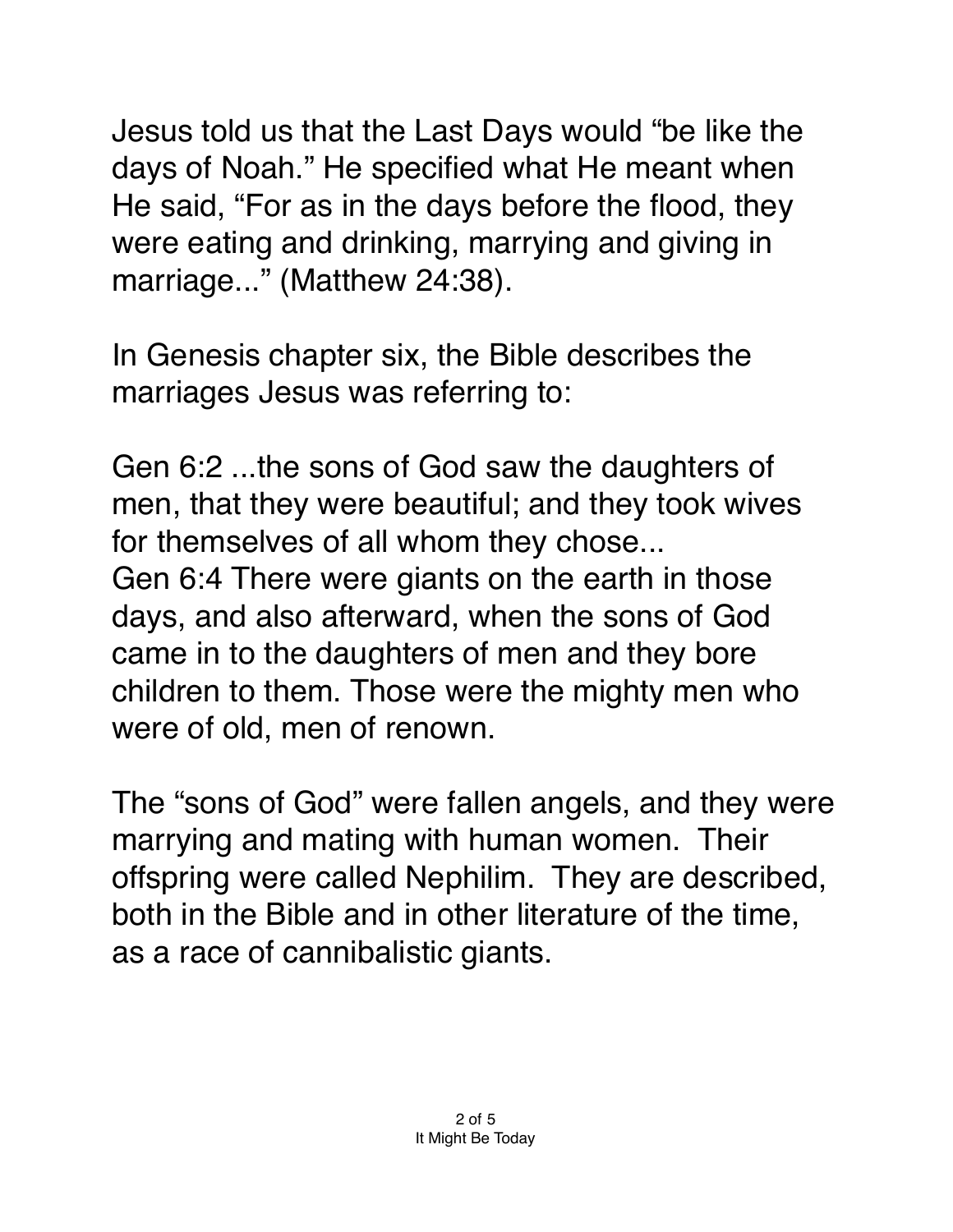Jesus told us that the Last Days would "be like the days of Noah." He specified what He meant when He said, "For as in the days before the flood, they were eating and drinking, marrying and giving in marriage..." (Matthew 24:38).

In Genesis chapter six, the Bible describes the marriages Jesus was referring to:

Gen 6:2 ...the sons of God saw the daughters of men, that they were beautiful; and they took wives for themselves of all whom they chose...
Gen 6:4 There were giants on the earth in those days, and also afterward, when the sons of God came in to the daughters of men and they bore children to them. Those were the mighty men who were of old, men of renown.

The "sons of God" were fallen angels, and they were marrying and mating with human women. Their offspring were called Nephilim. They are described, both in the Bible and in other literature of the time, as a race of cannibalistic giants.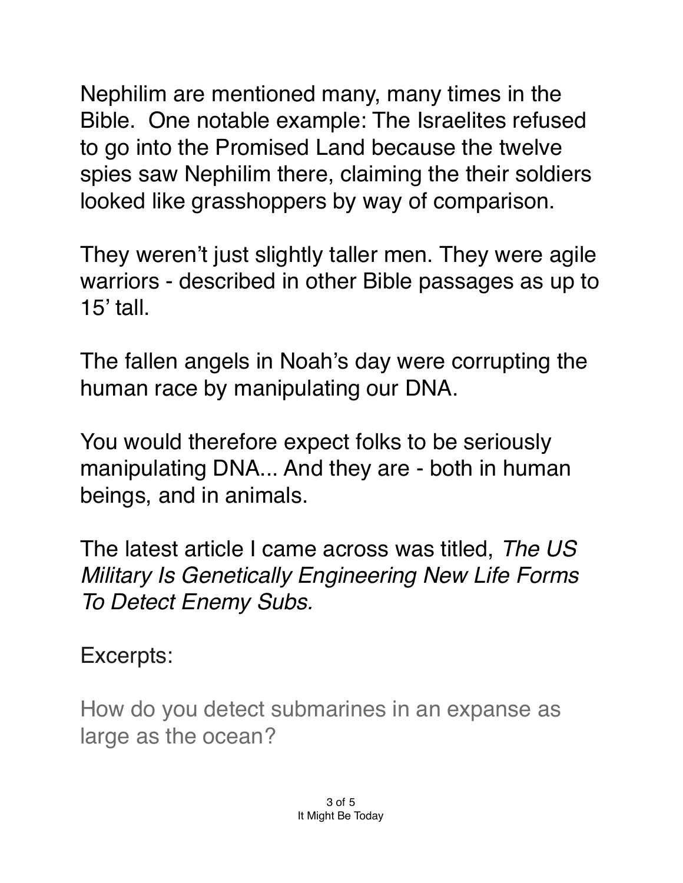Nephilim are mentioned many, many times in the Bible. One notable example: The Israelites refused to go into the Promised Land because the twelve spies saw Nephilim there, claiming the their soldiers looked like grasshoppers by way of comparison.

They weren't just slightly taller men. They were agile warriors - described in other Bible passages as up to 15' tall.

The fallen angels in Noah's day were corrupting the human race by manipulating our DNA.

You would therefore expect folks to be seriously manipulating DNA... And they are - both in human beings, and in animals.

The latest article I came across was titled, *The US Military Is Genetically Engineering New Life Forms To Detect Enemy Subs.*

Excerpts:

> How do you detect submarines in an expanse as large as the ocean?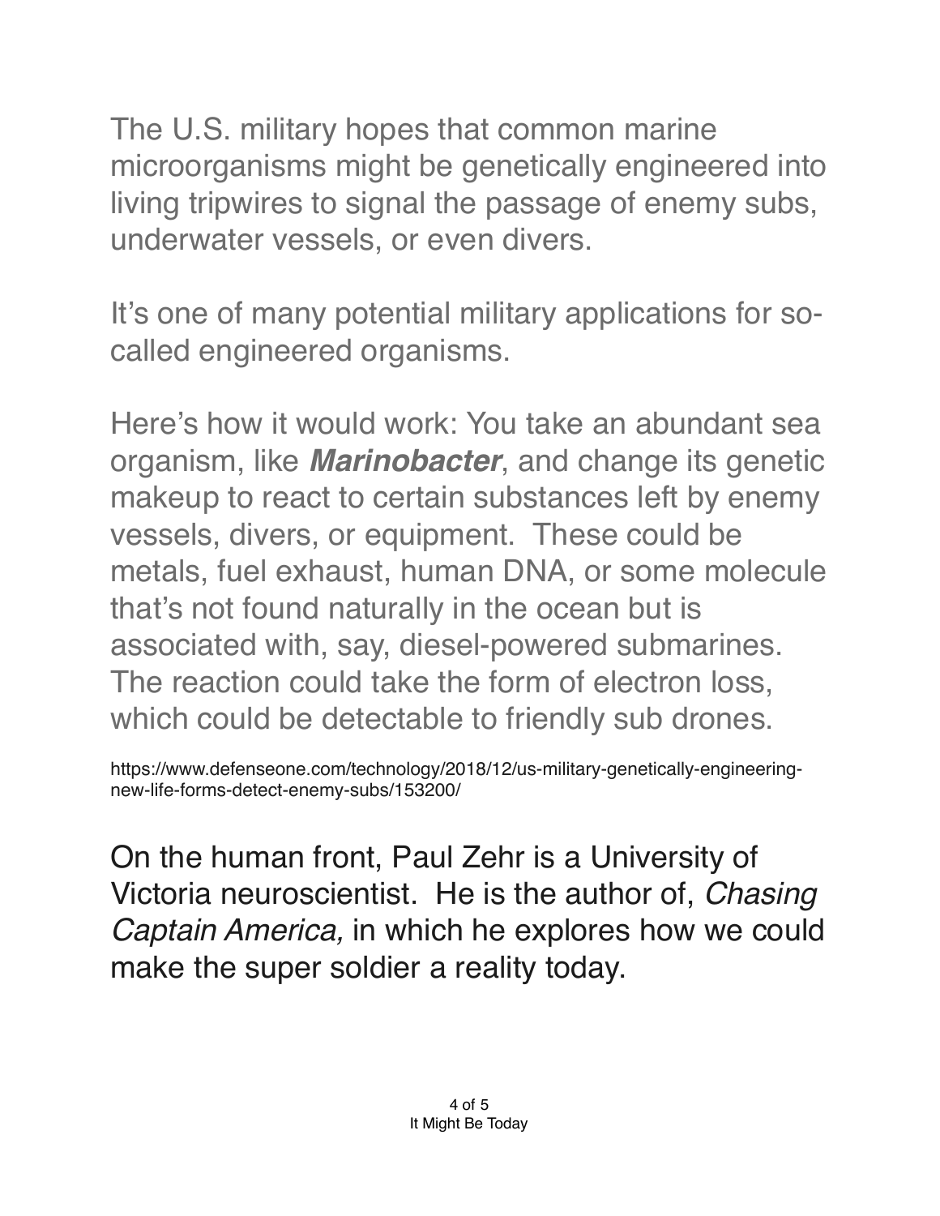The U.S. military hopes that common marine microorganisms might be genetically engineered into living tripwires to signal the passage of enemy subs, underwater vessels, or even divers.

It's one of many potential military applications for so-called engineered organisms.

Here's how it would work: You take an abundant sea organism, like ***Marinobacter***, and change its genetic makeup to react to certain substances left by enemy vessels, divers, or equipment. These could be metals, fuel exhaust, human DNA, or some molecule that's not found naturally in the ocean but is associated with, say, diesel-powered submarines. The reaction could take the form of electron loss, which could be detectable to friendly sub drones.

https://www.defenseone.com/technology/2018/12/us-military-genetically-engineering-new-life-forms-detect-enemy-subs/153200/

On the human front, Paul Zehr is a University of Victoria neuroscientist. He is the author of, *Chasing Captain America,* in which he explores how we could make the super soldier a reality today.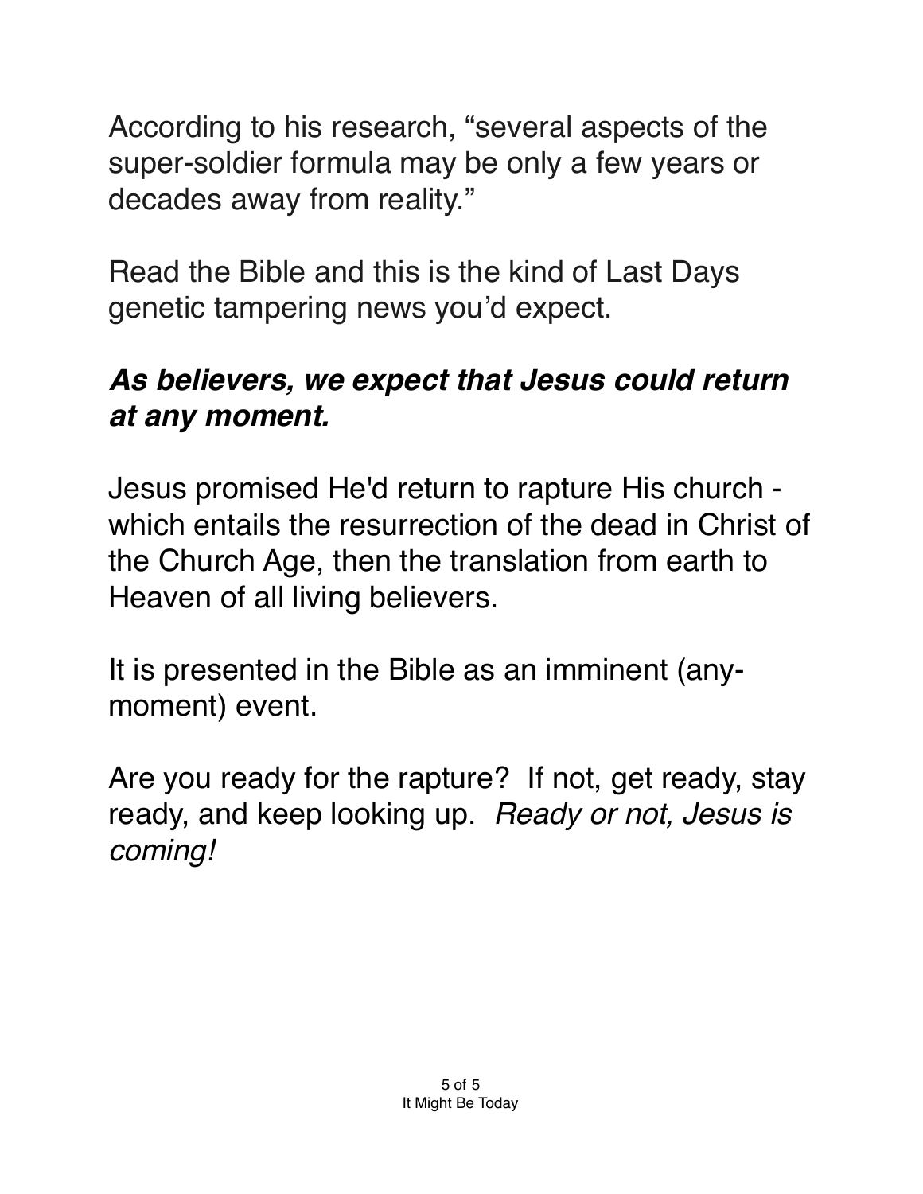According to his research, "several aspects of the super-soldier formula may be only a few years or decades away from reality."

Read the Bible and this is the kind of Last Days genetic tampering news you'd expect.

***As believers, we expect that Jesus could return at any moment.***

Jesus promised He'd return to rapture His church - which entails the resurrection of the dead in Christ of the Church Age, then the translation from earth to Heaven of all living believers.

It is presented in the Bible as an imminent (any-moment) event.

Are you ready for the rapture? If not, get ready, stay ready, and keep looking up. *Ready or not, Jesus is coming!*